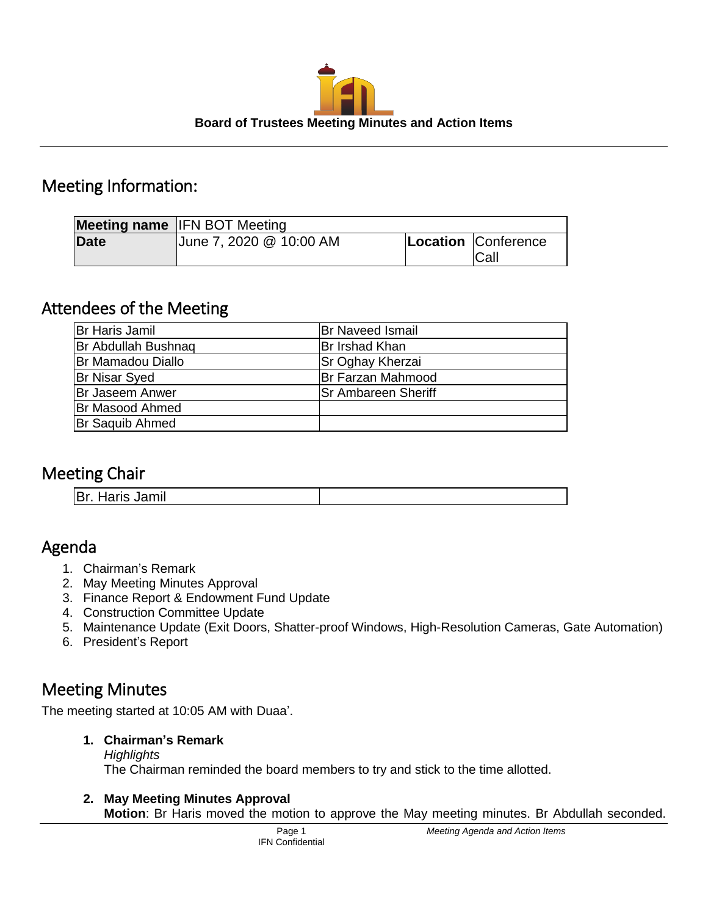**Board of Trustees Meeting Minutes and Action Items**

## Meeting Information:

| Meeting name | IFN BOT Meeting | | |
|---|---|---|---|
| Date | June 7, 2020 @ 10:00 AM | Location | Conference Call |

## Attendees of the Meeting

| | |
|---|---|
| Br Haris Jamil | Br Naveed Ismail |
| Br Abdullah Bushnaq | Br Irshad Khan |
| Br Mamadou Diallo | Sr Oghay Kherzai |
| Br Nisar Syed | Br Farzan Mahmood |
| Br Jaseem Anwer | Sr Ambareen Sheriff |
| Br Masood Ahmed | |
| Br Saquib Ahmed | |

## Meeting Chair

| | |
|---|---|
| Br. Haris Jamil | |

## Agenda

1. Chairman's Remark
2. May Meeting Minutes Approval
3. Finance Report & Endowment Fund Update
4. Construction Committee Update
5. Maintenance Update (Exit Doors, Shatter-proof Windows, High-Resolution Cameras, Gate Automation)
6. President's Report

## Meeting Minutes

The meeting started at 10:05 AM with Duaa'.

1. **Chairman's Remark**

   *Highlights*

   The Chairman reminded the board members to try and stick to the time allotted.

2. **May Meeting Minutes Approval**

   **Motion**: Br Haris moved the motion to approve the May meeting minutes. Br Abdullah seconded.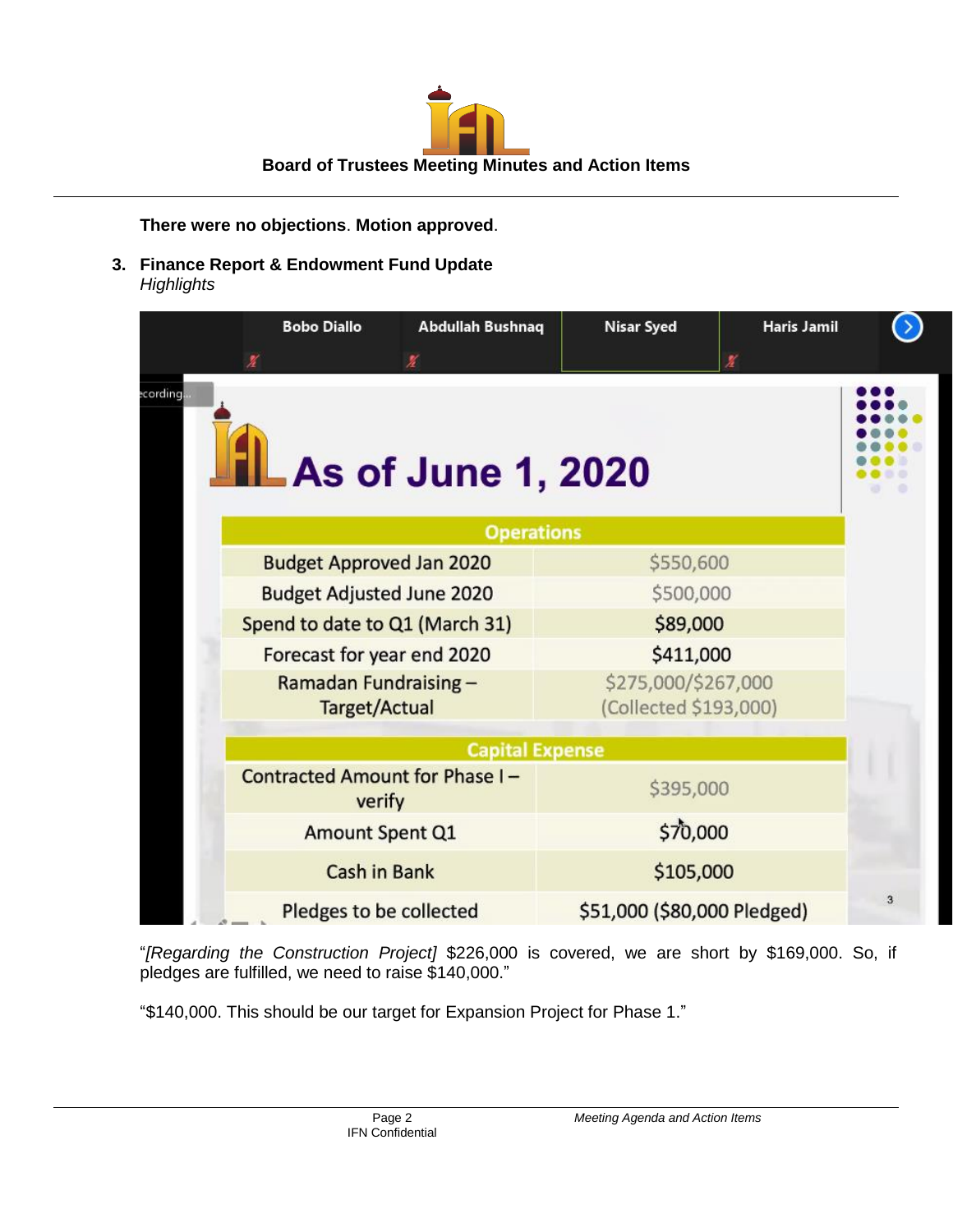**There were no objections**. **Motion approved**.

3. **Finance Report & Endowment Fund Update**
   *Highlights*

Bobo Diallo | Abdullah Bushnaq | Nisar Syed | Haris Jamil

# As of June 1, 2020

| Operations | |
|---|---|
| Budget Approved Jan 2020 | $550,600 |
| Budget Adjusted June 2020 | $500,000 |
| Spend to date to Q1 (March 31) | $89,000 |
| Forecast for year end 2020 | $411,000 |
| Ramadan Fundraising – Target/Actual | $275,000/$267,000 (Collected $193,000) |
| **Capital Expense** | |
| Contracted Amount for Phase I – verify | $395,000 |
| Amount Spent Q1 | $70,000 |
| Cash in Bank | $105,000 |
| Pledges to be collected | $51,000 ($80,000 Pledged) |

"*[Regarding the Construction Project]* $226,000 is covered, we are short by $169,000. So, if pledges are fulfilled, we need to raise $140,000."

"$140,000. This should be our target for Expansion Project for Phase 1."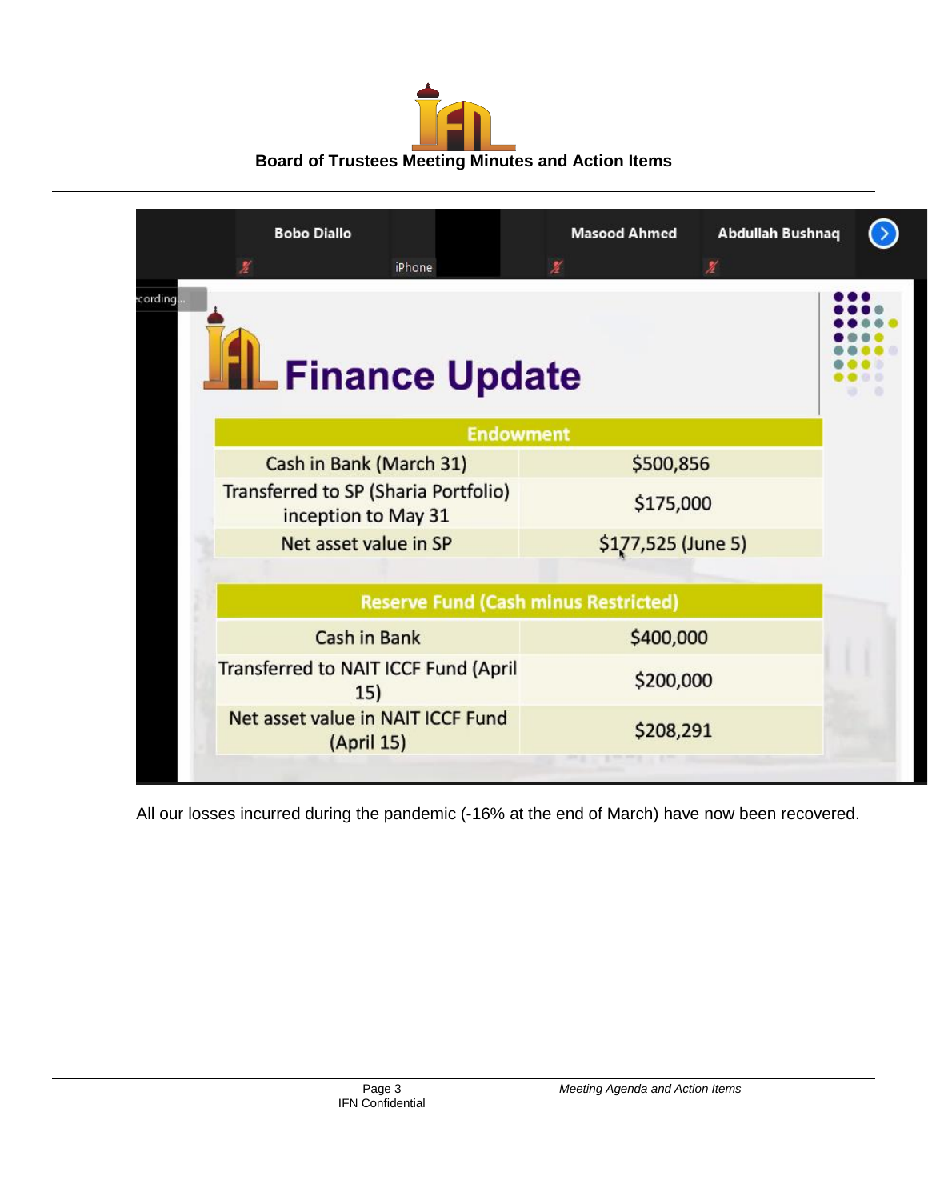**Board of Trustees Meeting Minutes and Action Items**

# Finance Update

| Endowment | |
|---|---|
| Cash in Bank (March 31) | $500,856 |
| Transferred to SP (Sharia Portfolio) inception to May 31 | $175,000 |
| Net asset value in SP | $177,525 (June 5) |

| Reserve Fund (Cash minus Restricted) | |
|---|---|
| Cash in Bank | $400,000 |
| Transferred to NAIT ICCF Fund (April 15) | $200,000 |
| Net asset value in NAIT ICCF Fund (April 15) | $208,291 |

All our losses incurred during the pandemic (-16% at the end of March) have now been recovered.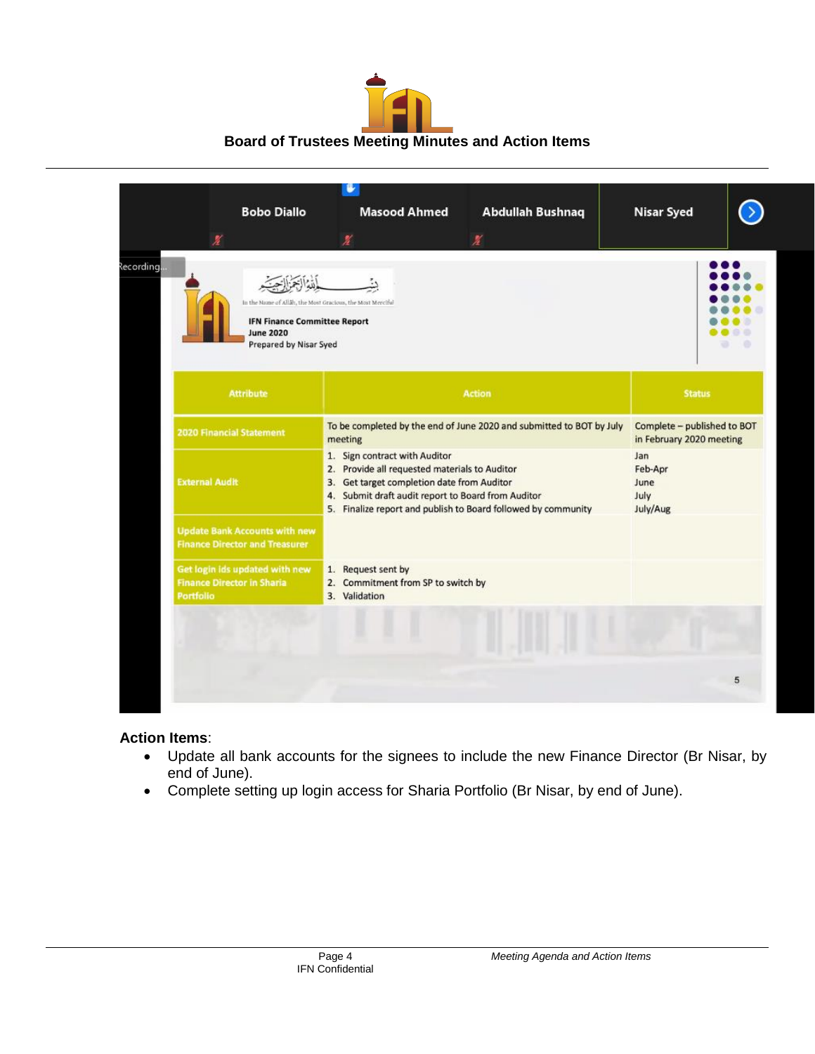**Board of Trustees Meeting Minutes and Action Items**

Bobo Diallo | Masood Ahmed | Abdullah Bushnaq | Nisar Syed

Recording...

بسم الله الرحمن الرحيم

In the Name of Allāh, the Most Gracious, the Most Merciful

**IFN Finance Committee Report**
**June 2020**
Prepared by Nisar Syed

| Attribute | Action | Status |
|---|---|---|
| 2020 Financial Statement | To be completed by the end of June 2020 and submitted to BOT by July meeting | Complete – published to BOT in February 2020 meeting |
| External Audit | 1. Sign contract with Auditor<br>2. Provide all requested materials to Auditor<br>3. Get target completion date from Auditor<br>4. Submit draft audit report to Board from Auditor<br>5. Finalize report and publish to Board followed by community | Jan<br>Feb-Apr<br>June<br>July<br>July/Aug |
| Update Bank Accounts with new Finance Director and Treasurer | | |
| Get login Ids updated with new Finance Director in Sharia Portfolio | 1. Request sent by<br>2. Commitment from SP to switch by<br>3. Validation | |

5

**Action Items**:

- Update all bank accounts for the signees to include the new Finance Director (Br Nisar, by end of June).
- Complete setting up login access for Sharia Portfolio (Br Nisar, by end of June).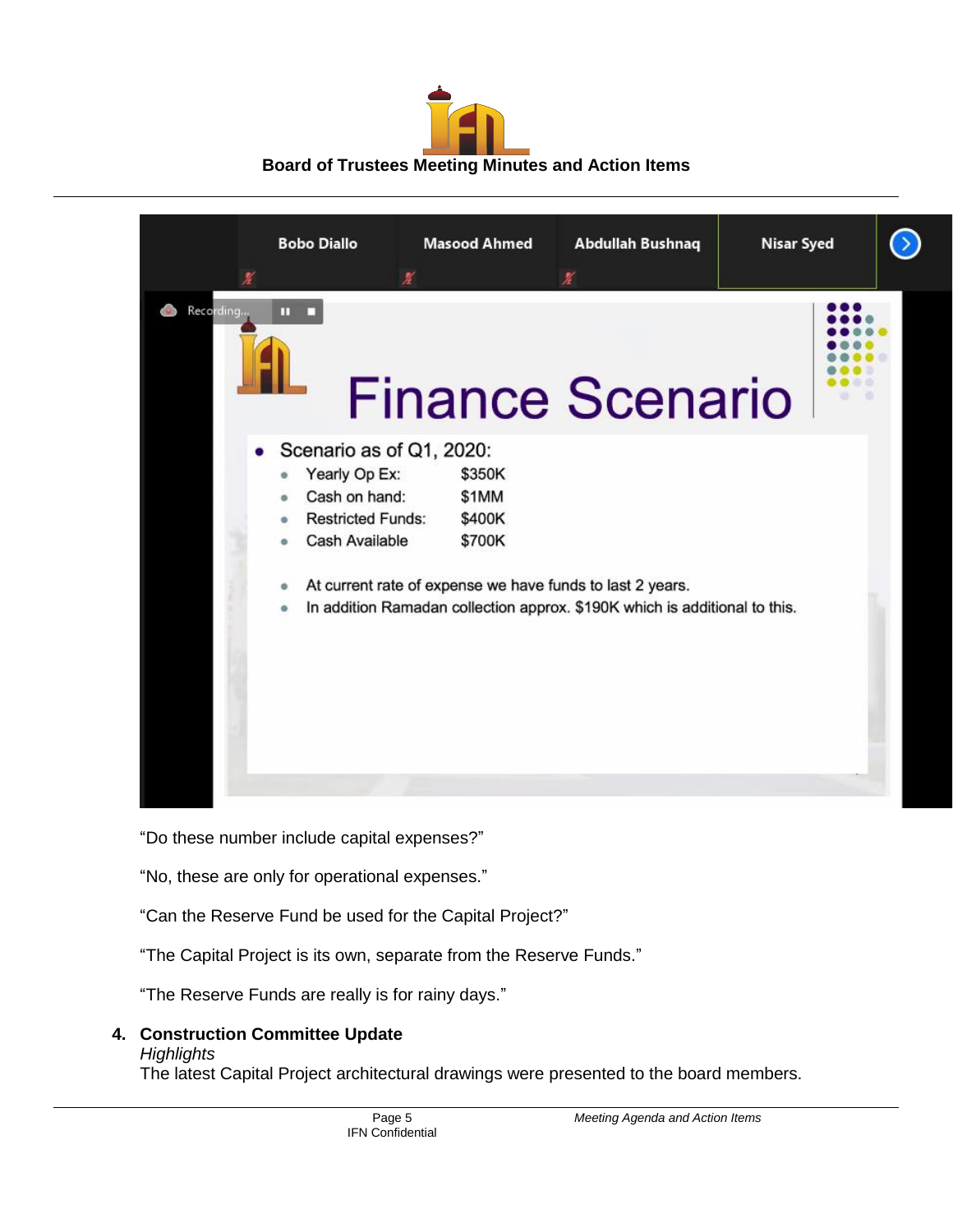Board of Trustees Meeting Minutes and Action Items

Bobo Diallo | Masood Ahmed | Abdullah Bushnaq | Nisar Syed

Recording...

# Finance Scenario

- Scenario as of Q1, 2020:
  - Yearly Op Ex: $350K
  - Cash on hand: $1MM
  - Restricted Funds: $400K
  - Cash Available $700K
  - At current rate of expense we have funds to last 2 years.
  - In addition Ramadan collection approx. $190K which is additional to this.

“Do these number include capital expenses?”

“No, these are only for operational expenses.”

“Can the Reserve Fund be used for the Capital Project?”

“The Capital Project is its own, separate from the Reserve Funds.”

“The Reserve Funds are really is for rainy days.”

**4. Construction Committee Update**

*Highlights*

The latest Capital Project architectural drawings were presented to the board members.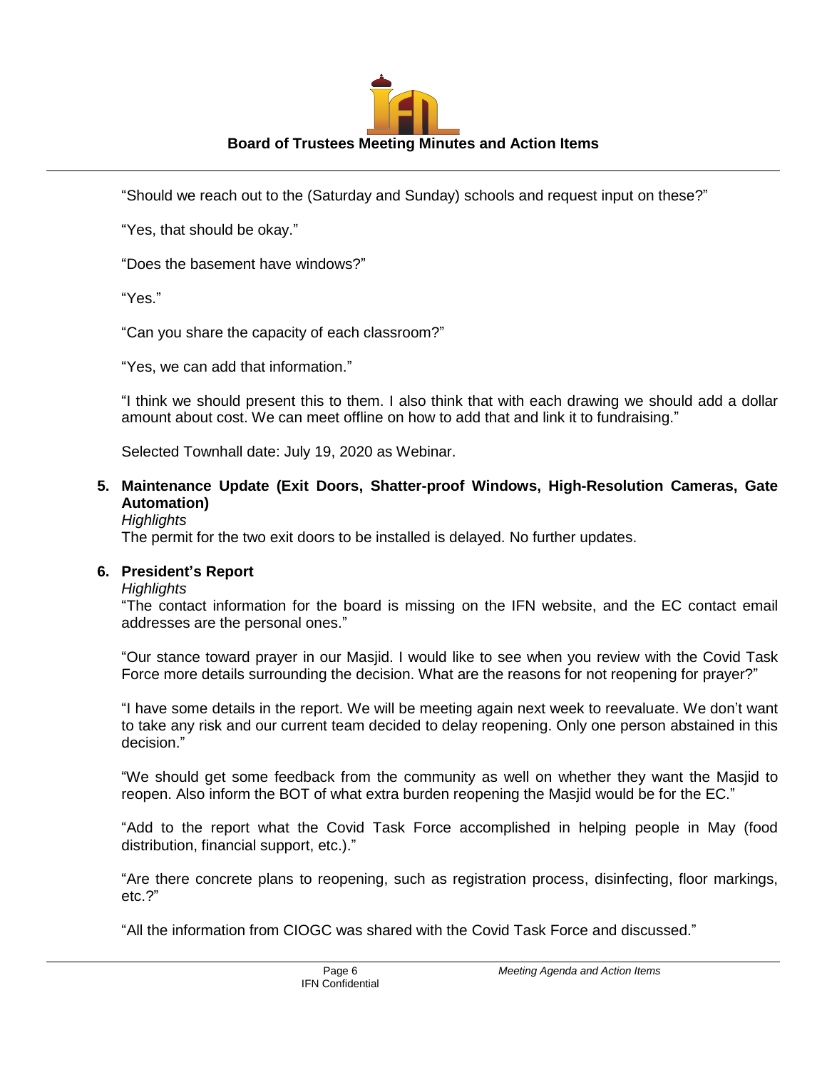"Should we reach out to the (Saturday and Sunday) schools and request input on these?"

"Yes, that should be okay."

"Does the basement have windows?"

"Yes."

"Can you share the capacity of each classroom?"

"Yes, we can add that information."

"I think we should present this to them. I also think that with each drawing we should add a dollar amount about cost. We can meet offline on how to add that and link it to fundraising."

Selected Townhall date: July 19, 2020 as Webinar.

**5. Maintenance Update (Exit Doors, Shatter-proof Windows, High-Resolution Cameras, Gate Automation)**

*Highlights*

The permit for the two exit doors to be installed is delayed. No further updates.

**6. President's Report**

*Highlights*

"The contact information for the board is missing on the IFN website, and the EC contact email addresses are the personal ones."

"Our stance toward prayer in our Masjid. I would like to see when you review with the Covid Task Force more details surrounding the decision. What are the reasons for not reopening for prayer?"

"I have some details in the report. We will be meeting again next week to reevaluate. We don't want to take any risk and our current team decided to delay reopening. Only one person abstained in this decision."

"We should get some feedback from the community as well on whether they want the Masjid to reopen. Also inform the BOT of what extra burden reopening the Masjid would be for the EC."

"Add to the report what the Covid Task Force accomplished in helping people in May (food distribution, financial support, etc.)."

"Are there concrete plans to reopening, such as registration process, disinfecting, floor markings, etc.?"

"All the information from CIOGC was shared with the Covid Task Force and discussed."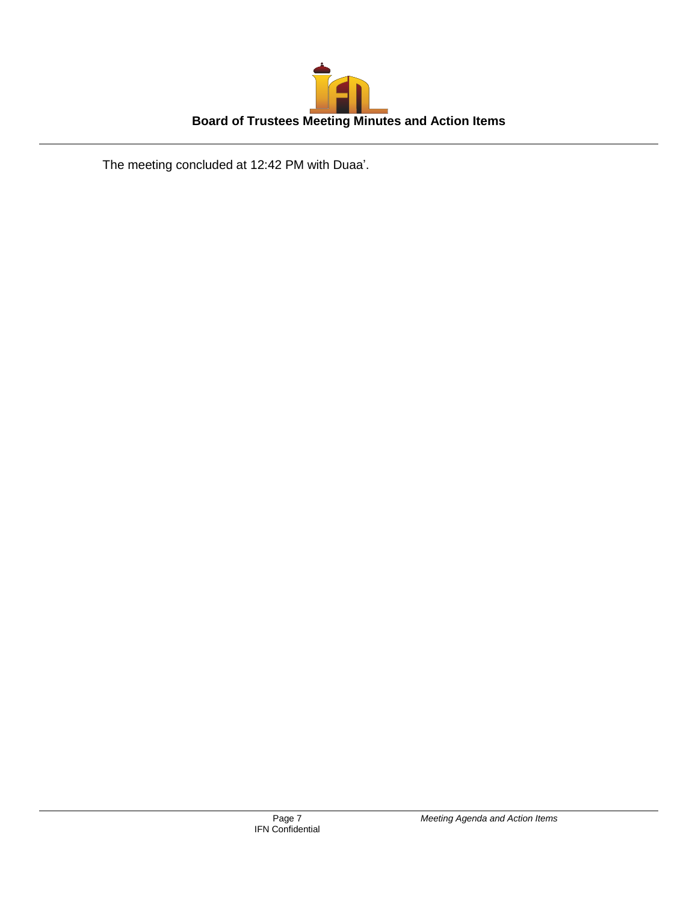The meeting concluded at 12:42 PM with Duaa'.